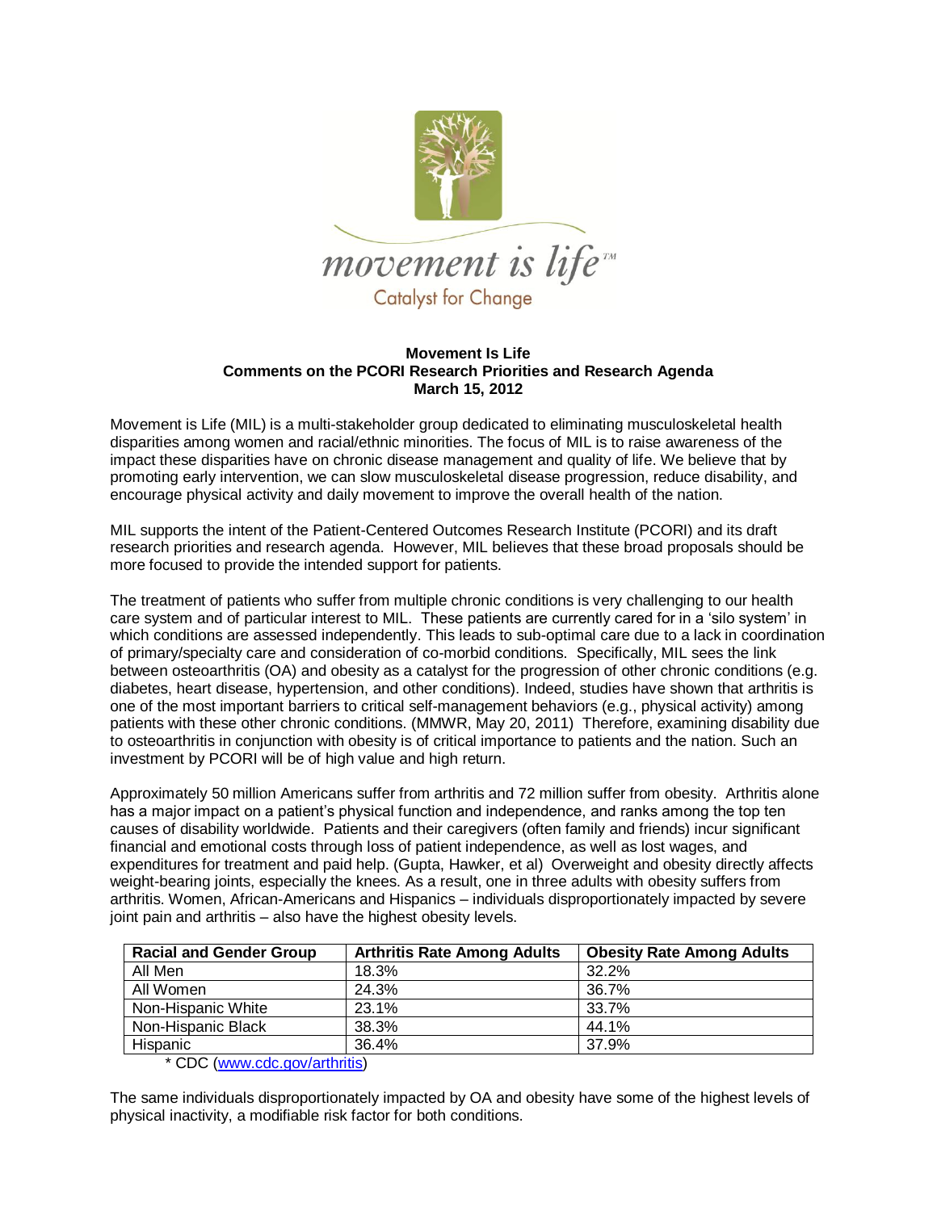movement is life™
Catalyst for Change

**Movement Is Life**
**Comments on the PCORI Research Priorities and Research Agenda**
**March 15, 2012**

Movement is Life (MIL) is a multi-stakeholder group dedicated to eliminating musculoskeletal health disparities among women and racial/ethnic minorities. The focus of MIL is to raise awareness of the impact these disparities have on chronic disease management and quality of life. We believe that by promoting early intervention, we can slow musculoskeletal disease progression, reduce disability, and encourage physical activity and daily movement to improve the overall health of the nation.

MIL supports the intent of the Patient-Centered Outcomes Research Institute (PCORI) and its draft research priorities and research agenda. However, MIL believes that these broad proposals should be more focused to provide the intended support for patients.

The treatment of patients who suffer from multiple chronic conditions is very challenging to our health care system and of particular interest to MIL. These patients are currently cared for in a 'silo system' in which conditions are assessed independently. This leads to sub-optimal care due to a lack in coordination of primary/specialty care and consideration of co-morbid conditions. Specifically, MIL sees the link between osteoarthritis (OA) and obesity as a catalyst for the progression of other chronic conditions (e.g. diabetes, heart disease, hypertension, and other conditions). Indeed, studies have shown that arthritis is one of the most important barriers to critical self-management behaviors (e.g., physical activity) among patients with these other chronic conditions. (MMWR, May 20, 2011) Therefore, examining disability due to osteoarthritis in conjunction with obesity is of critical importance to patients and the nation. Such an investment by PCORI will be of high value and high return.

Approximately 50 million Americans suffer from arthritis and 72 million suffer from obesity. Arthritis alone has a major impact on a patient's physical function and independence, and ranks among the top ten causes of disability worldwide. Patients and their caregivers (often family and friends) incur significant financial and emotional costs through loss of patient independence, as well as lost wages, and expenditures for treatment and paid help. (Gupta, Hawker, et al) Overweight and obesity directly affects weight-bearing joints, especially the knees. As a result, one in three adults with obesity suffers from arthritis. Women, African-Americans and Hispanics – individuals disproportionately impacted by severe joint pain and arthritis – also have the highest obesity levels.

| Racial and Gender Group | Arthritis Rate Among Adults | Obesity Rate Among Adults |
|---|---|---|
| All Men | 18.3% | 32.2% |
| All Women | 24.3% | 36.7% |
| Non-Hispanic White | 23.1% | 33.7% |
| Non-Hispanic Black | 38.3% | 44.1% |
| Hispanic | 36.4% | 37.9% |

* CDC (www.cdc.gov/arthritis)

The same individuals disproportionately impacted by OA and obesity have some of the highest levels of physical inactivity, a modifiable risk factor for both conditions.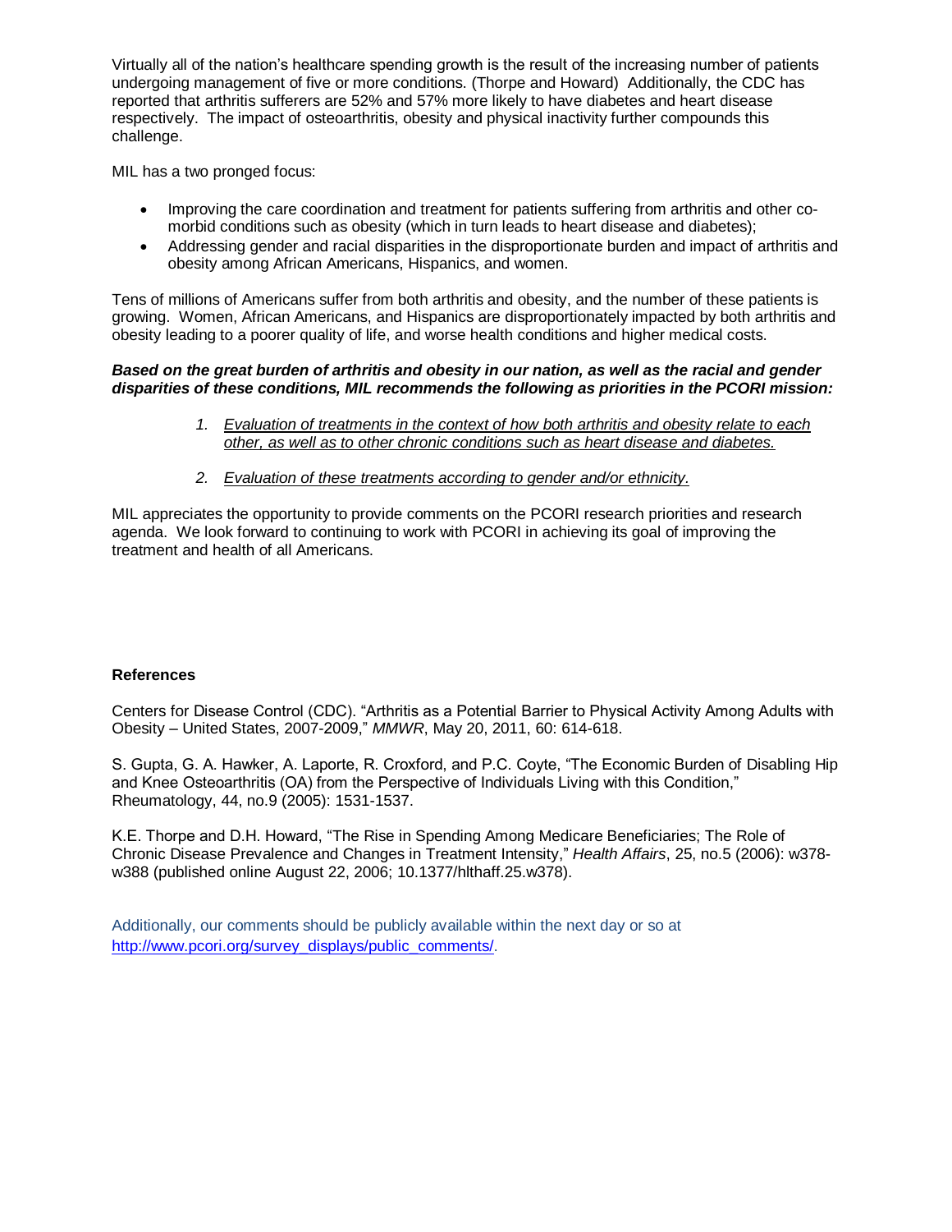Virtually all of the nation's healthcare spending growth is the result of the increasing number of patients undergoing management of five or more conditions. (Thorpe and Howard) Additionally, the CDC has reported that arthritis sufferers are 52% and 57% more likely to have diabetes and heart disease respectively. The impact of osteoarthritis, obesity and physical inactivity further compounds this challenge.

MIL has a two pronged focus:

- Improving the care coordination and treatment for patients suffering from arthritis and other co-morbid conditions such as obesity (which in turn leads to heart disease and diabetes);
- Addressing gender and racial disparities in the disproportionate burden and impact of arthritis and obesity among African Americans, Hispanics, and women.

Tens of millions of Americans suffer from both arthritis and obesity, and the number of these patients is growing. Women, African Americans, and Hispanics are disproportionately impacted by both arthritis and obesity leading to a poorer quality of life, and worse health conditions and higher medical costs.

***Based on the great burden of arthritis and obesity in our nation, as well as the racial and gender disparities of these conditions, MIL recommends the following as priorities in the PCORI mission:***

1. *Evaluation of treatments in the context of how both arthritis and obesity relate to each other, as well as to other chronic conditions such as heart disease and diabetes.*

2. *Evaluation of these treatments according to gender and/or ethnicity.*

MIL appreciates the opportunity to provide comments on the PCORI research priorities and research agenda. We look forward to continuing to work with PCORI in achieving its goal of improving the treatment and health of all Americans.

**References**

Centers for Disease Control (CDC). "Arthritis as a Potential Barrier to Physical Activity Among Adults with Obesity – United States, 2007-2009," *MMWR*, May 20, 2011, 60: 614-618.

S. Gupta, G. A. Hawker, A. Laporte, R. Croxford, and P.C. Coyte, "The Economic Burden of Disabling Hip and Knee Osteoarthritis (OA) from the Perspective of Individuals Living with this Condition," Rheumatology, 44, no.9 (2005): 1531-1537.

K.E. Thorpe and D.H. Howard, "The Rise in Spending Among Medicare Beneficiaries; The Role of Chronic Disease Prevalence and Changes in Treatment Intensity," *Health Affairs*, 25, no.5 (2006): w378-w388 (published online August 22, 2006; 10.1377/hlthaff.25.w378).

Additionally, our comments should be publicly available within the next day or so at http://www.pcori.org/survey_displays/public_comments/.